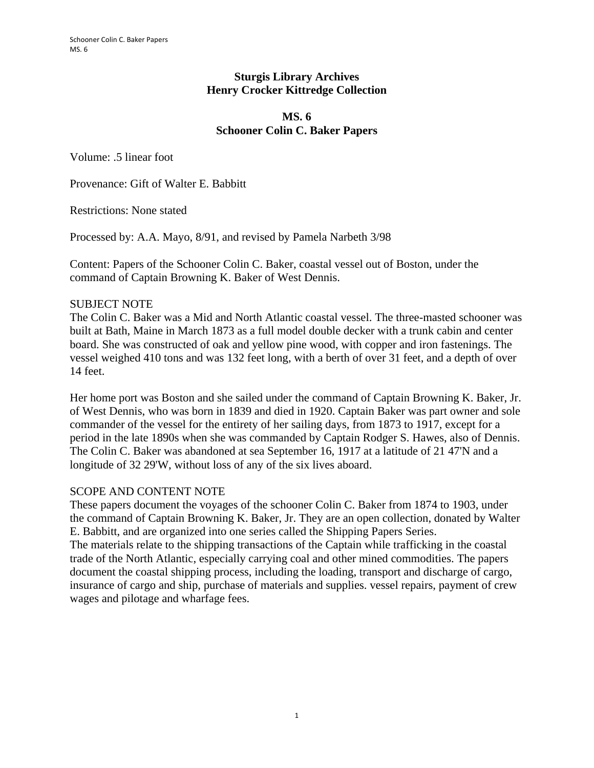# Sturgis Library Archives
# Henry Crocker Kittredge Collection

## MS. 6
## Schooner Colin C. Baker Papers

Volume: .5 linear foot

Provenance: Gift of Walter E. Babbitt

Restrictions: None stated

Processed by: A.A. Mayo, 8/91, and revised by Pamela Narbeth 3/98

Content: Papers of the Schooner Colin C. Baker, coastal vessel out of Boston, under the command of Captain Browning K. Baker of West Dennis.

### SUBJECT NOTE

The Colin C. Baker was a Mid and North Atlantic coastal vessel. The three-masted schooner was built at Bath, Maine in March 1873 as a full model double decker with a trunk cabin and center board. She was constructed of oak and yellow pine wood, with copper and iron fastenings. The vessel weighed 410 tons and was 132 feet long, with a berth of over 31 feet, and a depth of over 14 feet.

Her home port was Boston and she sailed under the command of Captain Browning K. Baker, Jr. of West Dennis, who was born in 1839 and died in 1920. Captain Baker was part owner and sole commander of the vessel for the entirety of her sailing days, from 1873 to 1917, except for a period in the late 1890s when she was commanded by Captain Rodger S. Hawes, also of Dennis. The Colin C. Baker was abandoned at sea September 16, 1917 at a latitude of 21 47'N and a longitude of 32 29'W, without loss of any of the six lives aboard.

### SCOPE AND CONTENT NOTE

These papers document the voyages of the schooner Colin C. Baker from 1874 to 1903, under the command of Captain Browning K. Baker, Jr. They are an open collection, donated by Walter E. Babbitt, and are organized into one series called the Shipping Papers Series.

The materials relate to the shipping transactions of the Captain while trafficking in the coastal trade of the North Atlantic, especially carrying coal and other mined commodities. The papers document the coastal shipping process, including the loading, transport and discharge of cargo, insurance of cargo and ship, purchase of materials and supplies. vessel repairs, payment of crew wages and pilotage and wharfage fees.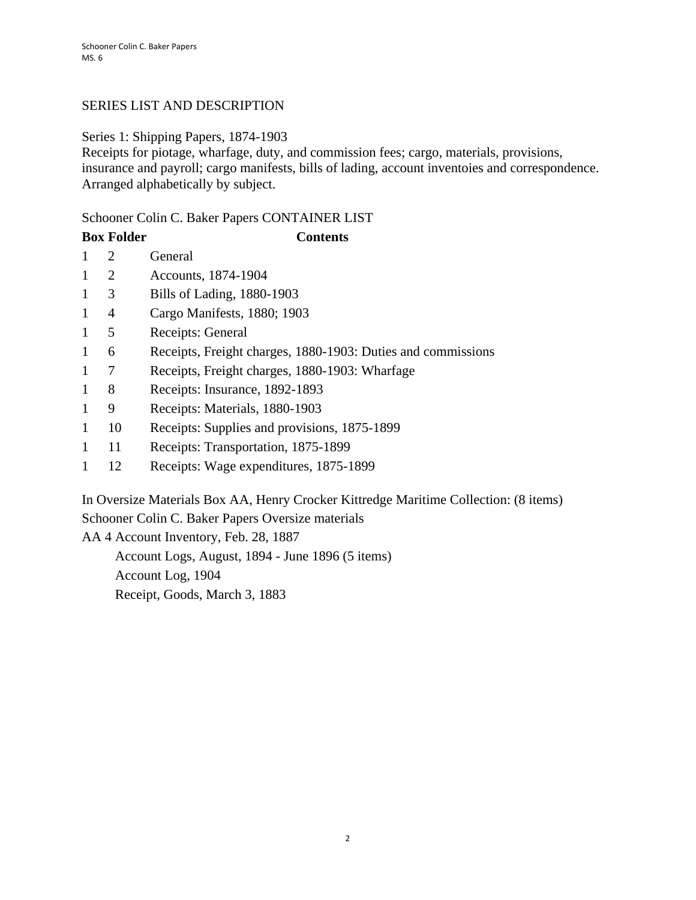## SERIES LIST AND DESCRIPTION

Series 1: Shipping Papers, 1874-1903
Receipts for piotage, wharfage, duty, and commission fees; cargo, materials, provisions, insurance and payroll; cargo manifests, bills of lading, account inventoies and correspondence. Arranged alphabetically by subject.

Schooner Colin C. Baker Papers CONTAINER LIST

| **Box** | **Folder** | **Contents** |
|---|---|---|
| 1 | 2 | General |
| 1 | 2 | Accounts, 1874-1904 |
| 1 | 3 | Bills of Lading, 1880-1903 |
| 1 | 4 | Cargo Manifests, 1880; 1903 |
| 1 | 5 | Receipts: General |
| 1 | 6 | Receipts, Freight charges, 1880-1903: Duties and commissions |
| 1 | 7 | Receipts, Freight charges, 1880-1903: Wharfage |
| 1 | 8 | Receipts: Insurance, 1892-1893 |
| 1 | 9 | Receipts: Materials, 1880-1903 |
| 1 | 10 | Receipts: Supplies and provisions, 1875-1899 |
| 1 | 11 | Receipts: Transportation, 1875-1899 |
| 1 | 12 | Receipts: Wage expenditures, 1875-1899 |

In Oversize Materials Box AA, Henry Crocker Kittredge Maritime Collection: (8 items)
Schooner Colin C. Baker Papers Oversize materials

AA 4 Account Inventory, Feb. 28, 1887
Account Logs, August, 1894 - June 1896 (5 items)
Account Log, 1904
Receipt, Goods, March 3, 1883